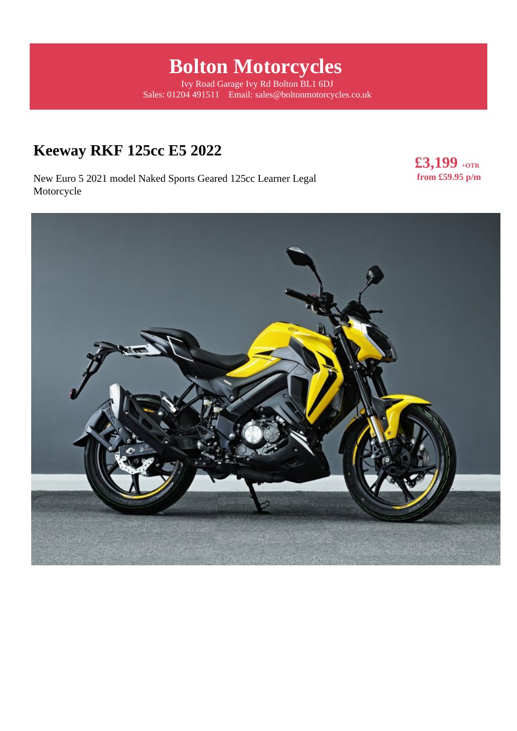# Bolton Motorcycles

Ivy Road Garage Ivy Rd Bolton BL1 6DJ
Sales: 01204 491511 Email: sales@boltonmotorcycles.co.uk

## Keeway RKF 125cc E5 2022

**£3,199** +OTR
**from £59.95 p/m**

New Euro 5 2021 model Naked Sports Geared 125cc Learner Legal Motorcycle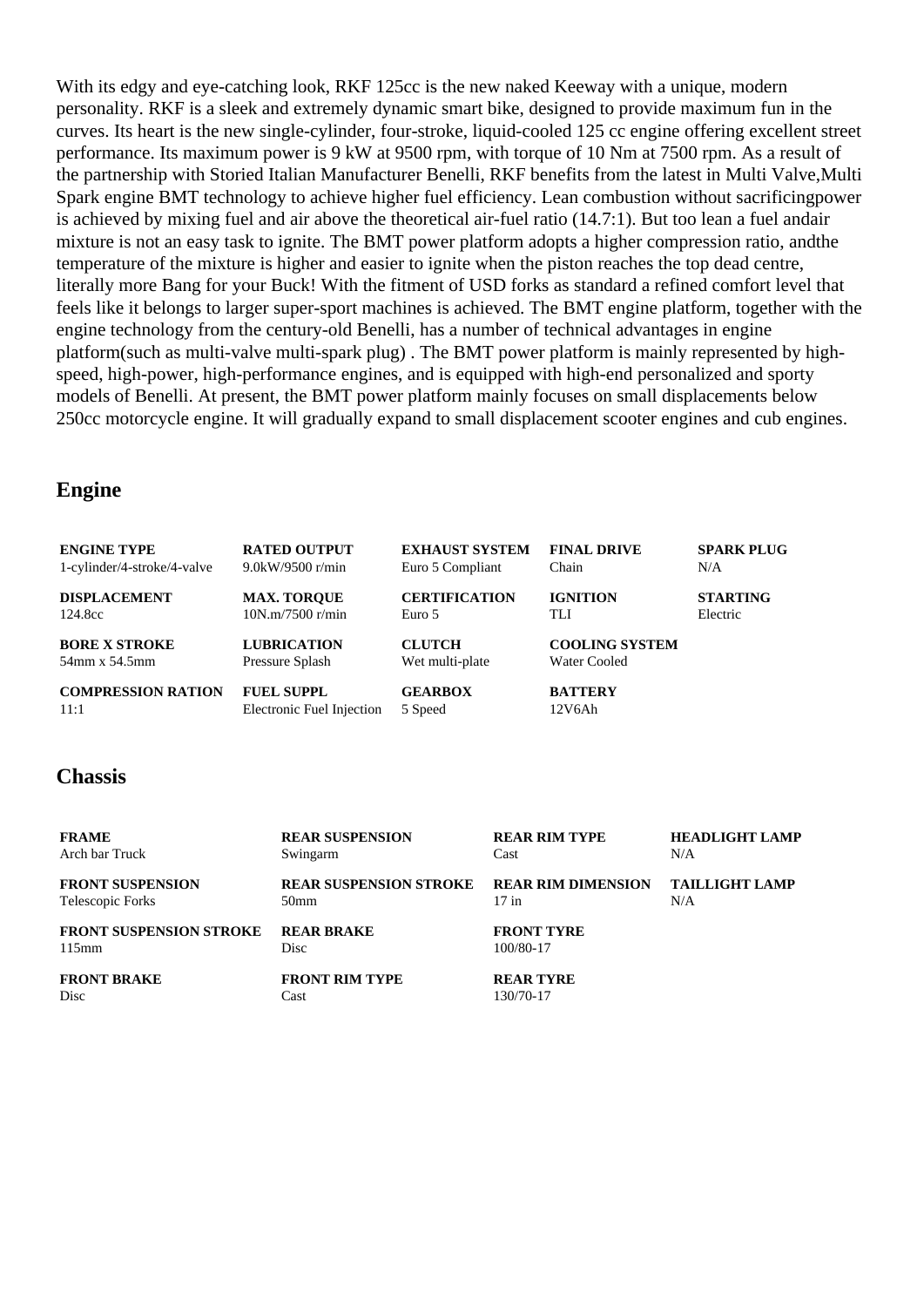With its edgy and eye-catching look, RKF 125cc is the new naked Keeway with a unique, modern personality. RKF is a sleek and extremely dynamic smart bike, designed to provide maximum fun in the curves. Its heart is the new single-cylinder, four-stroke, liquid-cooled 125 cc engine offering excellent street performance. Its maximum power is 9 kW at 9500 rpm, with torque of 10 Nm at 7500 rpm. As a result of the partnership with Storied Italian Manufacturer Benelli, RKF benefits from the latest in Multi Valve,Multi Spark engine BMT technology to achieve higher fuel efficiency. Lean combustion without sacrificingpower is achieved by mixing fuel and air above the theoretical air-fuel ratio (14.7:1). But too lean a fuel andair mixture is not an easy task to ignite. The BMT power platform adopts a higher compression ratio, andthe temperature of the mixture is higher and easier to ignite when the piston reaches the top dead centre, literally more Bang for your Buck! With the fitment of USD forks as standard a refined comfort level that feels like it belongs to larger super-sport machines is achieved. The BMT engine platform, together with the engine technology from the century-old Benelli, has a number of technical advantages in engine platform(such as multi-valve multi-spark plug) . The BMT power platform is mainly represented by high-speed, high-power, high-performance engines, and is equipped with high-end personalized and sporty models of Benelli. At present, the BMT power platform mainly focuses on small displacements below 250cc motorcycle engine. It will gradually expand to small displacement scooter engines and cub engines.

## Engine

| **ENGINE TYPE** | **RATED OUTPUT** | **EXHAUST SYSTEM** | **FINAL DRIVE** | **SPARK PLUG** |
|---|---|---|---|---|
| 1-cylinder/4-stroke/4-valve | 9.0kW/9500 r/min | Euro 5 Compliant | Chain | N/A |
| **DISPLACEMENT** | **MAX. TORQUE** | **CERTIFICATION** | **IGNITION** | **STARTING** |
| 124.8cc | 10N.m/7500 r/min | Euro 5 | TLI | Electric |
| **BORE X STROKE** | **LUBRICATION** | **CLUTCH** | **COOLING SYSTEM** | |
| 54mm x 54.5mm | Pressure Splash | Wet multi-plate | Water Cooled | |
| **COMPRESSION RATION** | **FUEL SUPPL** | **GEARBOX** | **BATTERY** | |
| 11:1 | Electronic Fuel Injection | 5 Speed | 12V6Ah | |

## Chassis

| **FRAME** | **REAR SUSPENSION** | **REAR RIM TYPE** | **HEADLIGHT LAMP** |
|---|---|---|---|
| Arch bar Truck | Swingarm | Cast | N/A |
| **FRONT SUSPENSION** | **REAR SUSPENSION STROKE** | **REAR RIM DIMENSION** | **TAILLIGHT LAMP** |
| Telescopic Forks | 50mm | 17 in | N/A |
| **FRONT SUSPENSION STROKE** | **REAR BRAKE** | **FRONT TYRE** | |
| 115mm | Disc | 100/80-17 | |
| **FRONT BRAKE** | **FRONT RIM TYPE** | **REAR TYRE** | |
| Disc | Cast | 130/70-17 | |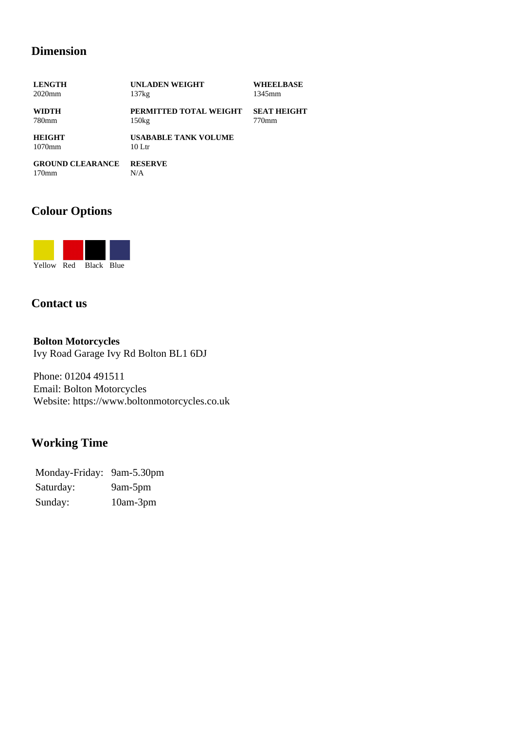## Dimension

| | | |
|---|---|---|
| **LENGTH**<br>2020mm | **UNLADEN WEIGHT**<br>137kg | **WHEELBASE**<br>1345mm |
| **WIDTH**<br>780mm | **PERMITTED TOTAL WEIGHT**<br>150kg | **SEAT HEIGHT**<br>770mm |
| **HEIGHT**<br>1070mm | **USABLE TANK VOLUME**<br>10 Ltr | |
| **GROUND CLEARANCE**<br>170mm | **RESERVE**<br>N/A | |

## Colour Options

Yellow Red Black Blue

## Contact us

**Bolton Motorcycles**
Ivy Road Garage Ivy Rd Bolton BL1 6DJ

Phone: 01204 491511
Email: Bolton Motorcycles
Website: https://www.boltonmotorcycles.co.uk

## Working Time

| | |
|---|---|
| Monday-Friday: | 9am-5.30pm |
| Saturday: | 9am-5pm |
| Sunday: | 10am-3pm |